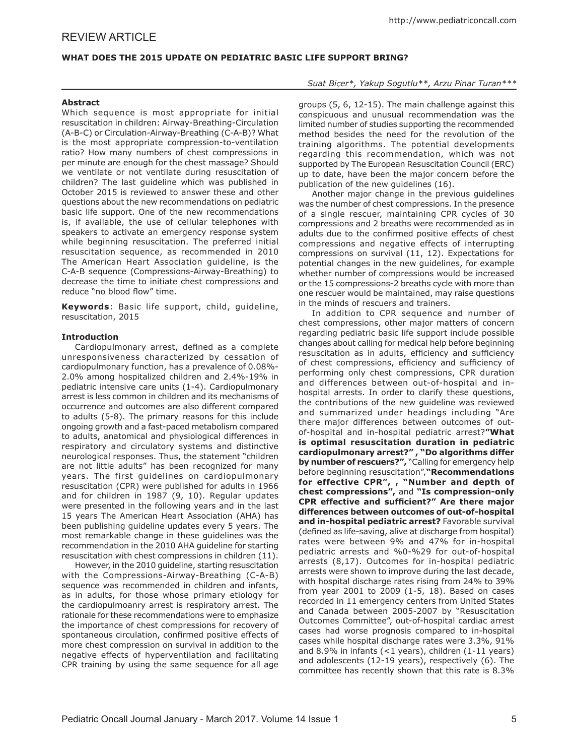# REVIEW ARTICLE

## WHAT DOES THE 2015 UPDATE ON PEDIATRIC BASIC LIFE SUPPORT BRING?

*Suat Biçer\*, Yakup Sogutlu\*\*, Arzu Pinar Turan\*\*\**

### Abstract

Which sequence is most appropriate for initial resuscitation in children: Airway-Breathing-Circulation (A-B-C) or Circulation-Airway-Breathing (C-A-B)? What is the most appropriate compression-to-ventilation ratio? How many numbers of chest compressions in per minute are enough for the chest massage? Should we ventilate or not ventilate during resuscitation of children? The last guideline which was published in October 2015 is reviewed to answer these and other questions about the new recommendations on pediatric basic life support. One of the new recommendations is, if available, the use of cellular telephones with speakers to activate an emergency response system while beginning resuscitation. The preferred initial resuscitation sequence, as recommended in 2010 The American Heart Association guideline, is the C-A-B sequence (Compressions-Airway-Breathing) to decrease the time to initiate chest compressions and reduce "no blood flow" time.

**Keywords**: Basic life support, child, guideline, resuscitation, 2015

### Introduction

Cardiopulmonary arrest, defined as a complete unresponsiveness characterized by cessation of cardiopulmonary function, has a prevalence of 0.08%-2.0% among hospitalized children and 2.4%-19% in pediatric intensive care units (1-4). Cardiopulmonary arrest is less common in children and its mechanisms of occurrence and outcomes are also different compared to adults (5-8). The primary reasons for this include ongoing growth and a fast-paced metabolism compared to adults, anatomical and physiological differences in respiratory and circulatory systems and distinctive neurological responses. Thus, the statement "children are not little adults" has been recognized for many years. The first guidelines on cardiopulmonary resuscitation (CPR) were published for adults in 1966 and for children in 1987 (9, 10). Regular updates were presented in the following years and in the last 15 years The American Heart Association (AHA) has been publishing guideline updates every 5 years. The most remarkable change in these guidelines was the recommendation in the 2010 AHA guideline for starting resuscitation with chest compressions in children (11).

However, in the 2010 guideline, starting resuscitation with the Compressions-Airway-Breathing (C-A-B) sequence was recommended in children and infants, as in adults, for those whose primary etiology for the cardiopulmoanry arrest is respiratory arrest. The rationale for these recommendations were to emphasize the importance of chest compressions for recovery of spontaneous circulation, confirmed positive effects of more chest compression on survival in addition to the negative effects of hyperventilation and facilitating CPR training by using the same sequence for all age groups (5, 6, 12-15). The main challenge against this conspicuous and unusual recommendation was the limited number of studies supporting the recommended method besides the need for the revolution of the training algorithms. The potential developments regarding this recommendation, which was not supported by The European Resuscitation Council (ERC) up to date, have been the major concern before the publication of the new guidelines (16).

Another major change in the previous guidelines was the number of chest compressions. In the presence of a single rescuer, maintaining CPR cycles of 30 compressions and 2 breaths were recommended as in adults due to the confirmed positive effects of chest compressions and negative effects of interrupting compressions on survival (11, 12). Expectations for potential changes in the new guidelines, for example whether number of compressions would be increased or the 15 compressions-2 breaths cycle with more than one rescuer would be maintained, may raise questions in the minds of rescuers and trainers.

In addition to CPR sequence and number of chest compressions, other major matters of concern regarding pediatric basic life support include possible changes about calling for medical help before beginning resuscitation as in adults, efficiency and sufficiency of chest compressions, efficiency and sufficiency of performing only chest compressions, CPR duration and differences between out-of-hospital and in-hospital arrests. In order to clarify these questions, the contributions of the new guideline was reviewed and summarized under headings including "Are there major differences between outcomes of out-of-of-hospital and in-hospital pediatric arrest?**"What is optimal resuscitation duration in pediatric cardiopulmonary arrest?" , "Do algorithms differ by number of rescuers?",** "Calling for emergency help before beginning resuscitation",**"Recommendations for effective CPR", , "Number and depth of chest compressions",** and **"Is compression-only CPR effective and sufficient?" Are there major differences between outcomes of out-of-hospital and in-hospital pediatric arrest?** Favorable survival (defined as life-saving, alive at discharge from hospital) rates were between 9% and 47% for in-hospital pediatric arrests and %0-%29 for out-of-hospital arrests (8,17). Outcomes for in-hospital pediatric arrests were shown to improve during the last decade, with hospital discharge rates rising from 24% to 39% from year 2001 to 2009 (1-5, 18). Based on cases recorded in 11 emergency centers from United States and Canada between 2005-2007 by "Resuscitation Outcomes Committee", out-of-hospital cardiac arrest cases had worse prognosis compared to in-hospital cases while hospital discharge rates were 3.3%, 91% and 8.9% in infants (<1 years), children (1-11 years) and adolescents (12-19 years), respectively (6). The committee has recently shown that this rate is 8.3%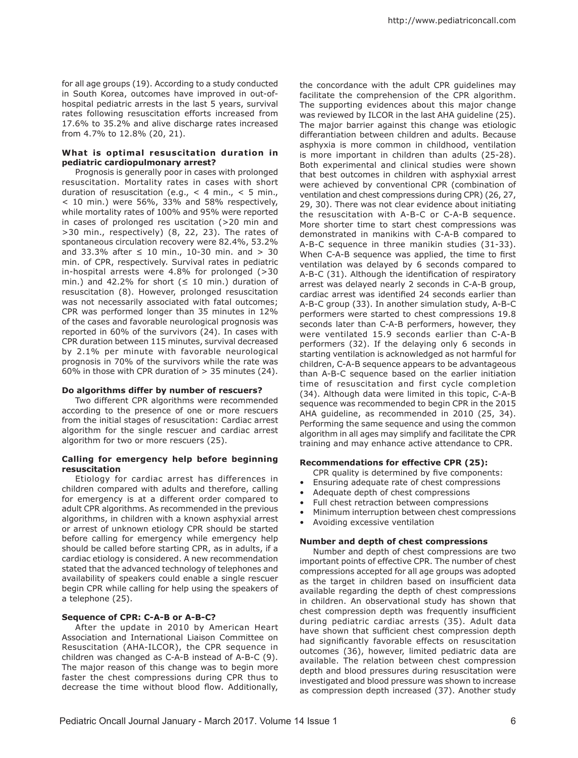for all age groups (19). According to a study conducted in South Korea, outcomes have improved in out-of-hospital pediatric arrests in the last 5 years, survival rates following resuscitation efforts increased from 17.6% to 35.2% and alive discharge rates increased from 4.7% to 12.8% (20, 21).

**What is optimal resuscitation duration in pediatric cardiopulmonary arrest?**

Prognosis is generally poor in cases with prolonged resuscitation. Mortality rates in cases with short duration of resuscitation (e.g., < 4 min., < 5 min., < 10 min.) were 56%, 33% and 58% respectively, while mortality rates of 100% and 95% were reported in cases of prolonged res uscitation (>20 min and >30 min., respectively) (8, 22, 23). The rates of spontaneous circulation recovery were 82.4%, 53.2% and 33.3% after ≤ 10 min., 10-30 min. and > 30 min. of CPR, respectively. Survival rates in pediatric in-hospital arrests were 4.8% for prolonged (>30 min.) and 42.2% for short (≤ 10 min.) duration of resuscitation (8). However, prolonged resuscitation was not necessarily associated with fatal outcomes; CPR was performed longer than 35 minutes in 12% of the cases and favorable neurological prognosis was reported in 60% of the survivors (24). In cases with CPR duration between 115 minutes, survival decreased by 2.1% per minute with favorable neurological prognosis in 70% of the survivors while the rate was 60% in those with CPR duration of > 35 minutes (24).

**Do algorithms differ by number of rescuers?**

Two different CPR algorithms were recommended according to the presence of one or more rescuers from the initial stages of resuscitation: Cardiac arrest algorithm for the single rescuer and cardiac arrest algorithm for two or more rescuers (25).

**Calling for emergency help before beginning resuscitation**

Etiology for cardiac arrest has differences in children compared with adults and therefore, calling for emergency is at a different order compared to adult CPR algorithms. As recommended in the previous algorithms, in children with a known asphyxial arrest or arrest of unknown etiology CPR should be started before calling for emergency while emergency help should be called before starting CPR, as in adults, if a cardiac etiology is considered. A new recommendation stated that the advanced technology of telephones and availability of speakers could enable a single rescuer begin CPR while calling for help using the speakers of a telephone (25).

**Sequence of CPR: C-A-B or A-B-C?**

After the update in 2010 by American Heart Association and International Liaison Committee on Resuscitation (AHA-ILCOR), the CPR sequence in children was changed as C-A-B instead of A-B-C (9). The major reason of this change was to begin more faster the chest compressions during CPR thus to decrease the time without blood flow. Additionally, the concordance with the adult CPR guidelines may facilitate the comprehension of the CPR algorithm. The supporting evidences about this major change was reviewed by ILCOR in the last AHA guideline (25). The major barrier against this change was etiologic differantiation between children and adults. Because asphyxia is more common in childhood, ventilation is more important in children than adults (25-28). Both experimental and clinical studies were shown that best outcomes in children with asphyxial arrest were achieved by conventional CPR (combination of ventilation and chest compressions during CPR) (26, 27, 29, 30). There was not clear evidence about initiating the resuscitation with A-B-C or C-A-B sequence. More shorter time to start chest compressions was demonstrated in manikins with C-A-B compared to A-B-C sequence in three manikin studies (31-33). When C-A-B sequence was applied, the time to first ventilation was delayed by 6 seconds compared to A-B-C (31). Although the identification of respiratory arrest was delayed nearly 2 seconds in C-A-B group, cardiac arrest was identified 24 seconds earlier than A-B-C group (33). In another simulation study, A-B-C performers were started to chest compressions 19.8 seconds later than C-A-B performers, however, they were ventilated 15.9 seconds earlier than C-A-B performers (32). If the delaying only 6 seconds in starting ventilation is acknowledged as not harmful for children, C-A-B sequence appears to be advantageous than A-B-C sequence based on the earlier initiation time of resuscitation and first cycle completion (34). Although data were limited in this topic, C-A-B sequence was recommended to begin CPR in the 2015 AHA guideline, as recommended in 2010 (25, 34). Performing the same sequence and using the common algorithm in all ages may simplify and facilitate the CPR training and may enhance active attendance to CPR.

**Recommendations for effective CPR (25):**

CPR quality is determined by five components:

- Ensuring adequate rate of chest compressions
- Adequate depth of chest compressions
- Full chest retraction between compressions
- Minimum interruption between chest compressions
- Avoiding excessive ventilation

**Number and depth of chest compressions**

Number and depth of chest compressions are two important points of effective CPR. The number of chest compressions accepted for all age groups was adopted as the target in children based on insufficient data available regarding the depth of chest compressions in children. An observational study has shown that chest compression depth was frequently insufficient during pediatric cardiac arrests (35). Adult data have shown that sufficient chest compression depth had significantly favorable effects on resuscitation outcomes (36), however, limited pediatric data are available. The relation between chest compression depth and blood pressures during resuscitation were investigated and blood pressure was shown to increase as compression depth increased (37). Another study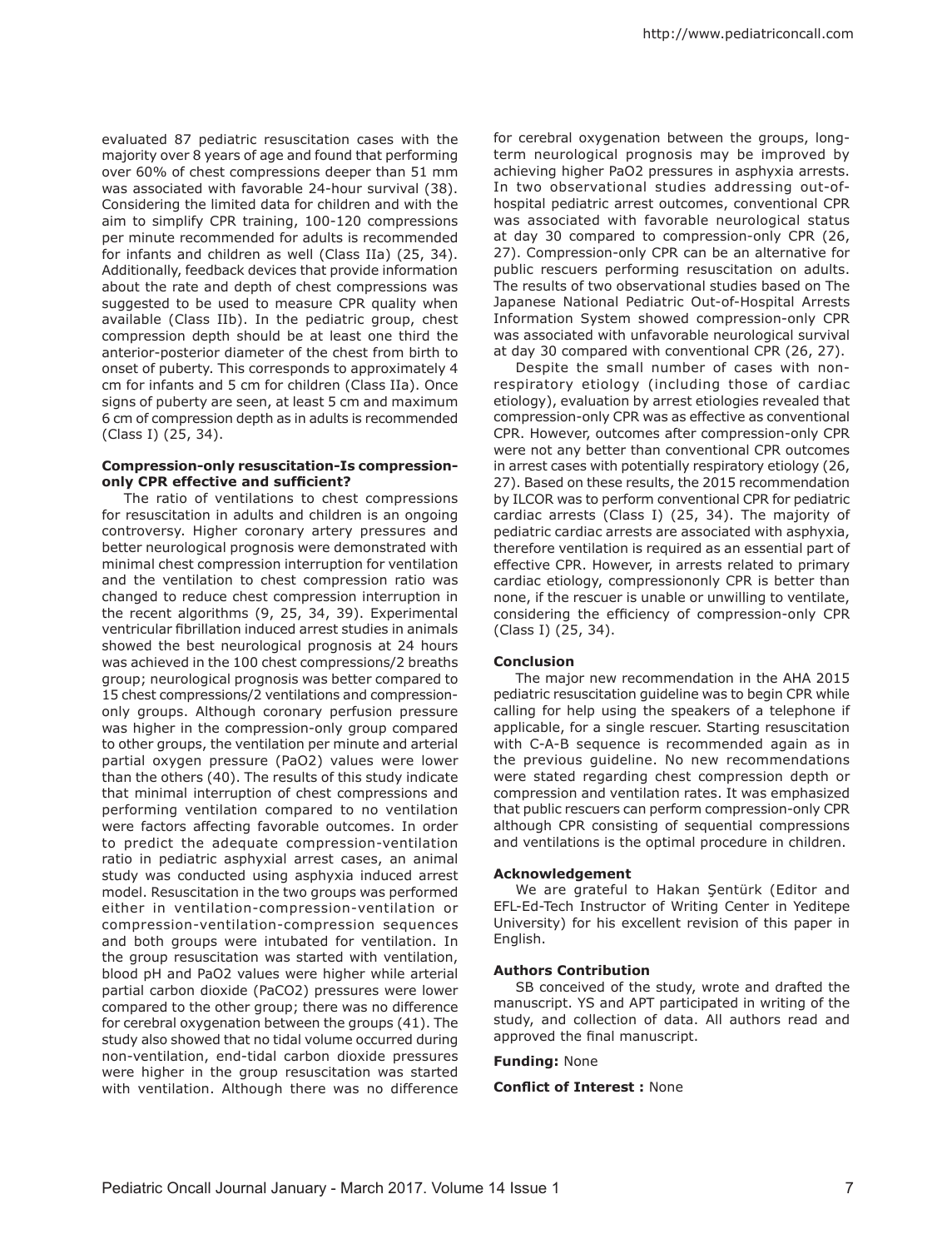evaluated 87 pediatric resuscitation cases with the majority over 8 years of age and found that performing over 60% of chest compressions deeper than 51 mm was associated with favorable 24-hour survival (38). Considering the limited data for children and with the aim to simplify CPR training, 100-120 compressions per minute recommended for adults is recommended for infants and children as well (Class IIa) (25, 34). Additionally, feedback devices that provide information about the rate and depth of chest compressions was suggested to be used to measure CPR quality when available (Class IIb). In the pediatric group, chest compression depth should be at least one third the anterior-posterior diameter of the chest from birth to onset of puberty. This corresponds to approximately 4 cm for infants and 5 cm for children (Class IIa). Once signs of puberty are seen, at least 5 cm and maximum 6 cm of compression depth as in adults is recommended (Class I) (25, 34).

**Compression-only resuscitation-Is compression-only CPR effective and sufficient?**

The ratio of ventilations to chest compressions for resuscitation in adults and children is an ongoing controversy. Higher coronary artery pressures and better neurological prognosis were demonstrated with minimal chest compression interruption for ventilation and the ventilation to chest compression ratio was changed to reduce chest compression interruption in the recent algorithms (9, 25, 34, 39). Experimental ventricular fibrillation induced arrest studies in animals showed the best neurological prognosis at 24 hours was achieved in the 100 chest compressions/2 breaths group; neurological prognosis was better compared to 15 chest compressions/2 ventilations and compression-only groups. Although coronary perfusion pressure was higher in the compression-only group compared to other groups, the ventilation per minute and arterial partial oxygen pressure (PaO2) values were lower than the others (40). The results of this study indicate that minimal interruption of chest compressions and performing ventilation compared to no ventilation were factors affecting favorable outcomes. In order to predict the adequate compression-ventilation ratio in pediatric asphyxial arrest cases, an animal study was conducted using asphyxia induced arrest model. Resuscitation in the two groups was performed either in ventilation-compression-ventilation or compression-ventilation-compression sequences and both groups were intubated for ventilation. In the group resuscitation was started with ventilation, blood pH and PaO2 values were higher while arterial partial carbon dioxide (PaCO2) pressures were lower compared to the other group; there was no difference for cerebral oxygenation between the groups (41). The study also showed that no tidal volume occurred during non-ventilation, end-tidal carbon dioxide pressures were higher in the group resuscitation was started with ventilation. Although there was no difference for cerebral oxygenation between the groups, long-term neurological prognosis may be improved by achieving higher PaO2 pressures in asphyxia arrests. In two observational studies addressing out-of-hospital pediatric arrest outcomes, conventional CPR was associated with favorable neurological status at day 30 compared to compression-only CPR (26, 27). Compression-only CPR can be an alternative for public rescuers performing resuscitation on adults. The results of two observational studies based on The Japanese National Pediatric Out-of-Hospital Arrests Information System showed compression-only CPR was associated with unfavorable neurological survival at day 30 compared with conventional CPR (26, 27).

Despite the small number of cases with non-respiratory etiology (including those of cardiac etiology), evaluation by arrest etiologies revealed that compression-only CPR was as effective as conventional CPR. However, outcomes after compression-only CPR were not any better than conventional CPR outcomes in arrest cases with potentially respiratory etiology (26, 27). Based on these results, the 2015 recommendation by ILCOR was to perform conventional CPR for pediatric cardiac arrests (Class I) (25, 34). The majority of pediatric cardiac arrests are associated with asphyxia, therefore ventilation is required as an essential part of effective CPR. However, in arrests related to primary cardiac etiology, compressiononly CPR is better than none, if the rescuer is unable or unwilling to ventilate, considering the efficiency of compression-only CPR (Class I) (25, 34).

**Conclusion**

The major new recommendation in the AHA 2015 pediatric resuscitation guideline was to begin CPR while calling for help using the speakers of a telephone if applicable, for a single rescuer. Starting resuscitation with C-A-B sequence is recommended again as in the previous guideline. No new recommendations were stated regarding chest compression depth or compression and ventilation rates. It was emphasized that public rescuers can perform compression-only CPR although CPR consisting of sequential compressions and ventilations is the optimal procedure in children.

**Acknowledgement**

We are grateful to Hakan Şentürk (Editor and EFL-Ed-Tech Instructor of Writing Center in Yeditepe University) for his excellent revision of this paper in English.

**Authors Contribution**

SB conceived of the study, wrote and drafted the manuscript. YS and APT participated in writing of the study, and collection of data. All authors read and approved the final manuscript.

**Funding:** None

**Conflict of Interest :** None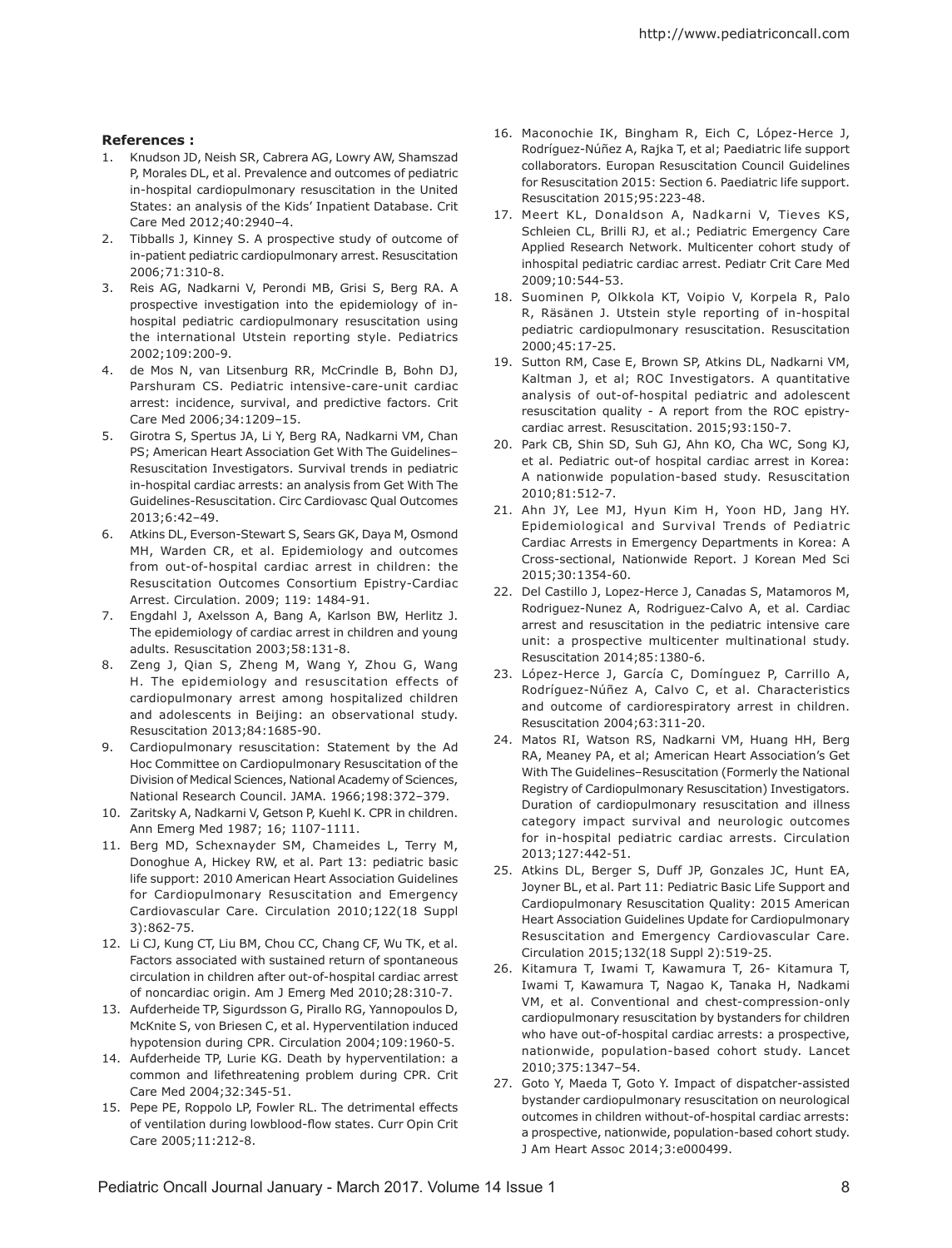**References :**

1. Knudson JD, Neish SR, Cabrera AG, Lowry AW, Shamszad P, Morales DL, et al. Prevalence and outcomes of pediatric in-hospital cardiopulmonary resuscitation in the United States: an analysis of the Kids' Inpatient Database. Crit Care Med 2012;40:2940–4.
2. Tibballs J, Kinney S. A prospective study of outcome of in-patient pediatric cardiopulmonary arrest. Resuscitation 2006;71:310-8.
3. Reis AG, Nadkarni V, Perondi MB, Grisi S, Berg RA. A prospective investigation into the epidemiology of in-hospital pediatric cardiopulmonary resuscitation using the international Utstein reporting style. Pediatrics 2002;109:200-9.
4. de Mos N, van Litsenburg RR, McCrindle B, Bohn DJ, Parshuram CS. Pediatric intensive-care-unit cardiac arrest: incidence, survival, and predictive factors. Crit Care Med 2006;34:1209–15.
5. Girotra S, Spertus JA, Li Y, Berg RA, Nadkarni VM, Chan PS; American Heart Association Get With The Guidelines–Resuscitation Investigators. Survival trends in pediatric in-hospital cardiac arrests: an analysis from Get With The Guidelines-Resuscitation. Circ Cardiovasc Qual Outcomes 2013;6:42–49.
6. Atkins DL, Everson-Stewart S, Sears GK, Daya M, Osmond MH, Warden CR, et al. Epidemiology and outcomes from out-of-hospital cardiac arrest in children: the Resuscitation Outcomes Consortium Epistry-Cardiac Arrest. Circulation. 2009; 119: 1484-91.
7. Engdahl J, Axelsson A, Bang A, Karlson BW, Herlitz J. The epidemiology of cardiac arrest in children and young adults. Resuscitation 2003;58:131-8.
8. Zeng J, Qian S, Zheng M, Wang Y, Zhou G, Wang H. The epidemiology and resuscitation effects of cardiopulmonary arrest among hospitalized children and adolescents in Beijing: an observational study. Resuscitation 2013;84:1685-90.
9. Cardiopulmonary resuscitation: Statement by the Ad Hoc Committee on Cardiopulmonary Resuscitation of the Division of Medical Sciences, National Academy of Sciences, National Research Council. JAMA. 1966;198:372–379.
10. Zaritsky A, Nadkarni V, Getson P, Kuehl K. CPR in children. Ann Emerg Med 1987; 16; 1107-1111.
11. Berg MD, Schexnayder SM, Chameides L, Terry M, Donoghue A, Hickey RW, et al. Part 13: pediatric basic life support: 2010 American Heart Association Guidelines for Cardiopulmonary Resuscitation and Emergency Cardiovascular Care. Circulation 2010;122(18 Suppl 3):862-75.
12. Li CJ, Kung CT, Liu BM, Chou CC, Chang CF, Wu TK, et al. Factors associated with sustained return of spontaneous circulation in children after out-of-hospital cardiac arrest of noncardiac origin. Am J Emerg Med 2010;28:310-7.
13. Aufderheide TP, Sigurdsson G, Pirallo RG, Yannopoulos D, McKnite S, von Briesen C, et al. Hyperventilation induced hypotension during CPR. Circulation 2004;109:1960-5.
14. Aufderheide TP, Lurie KG. Death by hyperventilation: a common and lifethreatening problem during CPR. Crit Care Med 2004;32:345-51.
15. Pepe PE, Roppolo LP, Fowler RL. The detrimental effects of ventilation during lowblood-flow states. Curr Opin Crit Care 2005;11:212-8.
16. Maconochie IK, Bingham R, Eich C, López-Herce J, Rodríguez-Núñez A, Rajka T, et al; Paediatric life support collaborators. Europan Resuscitation Council Guidelines for Resuscitation 2015: Section 6. Paediatric life support. Resuscitation 2015;95:223-48.
17. Meert KL, Donaldson A, Nadkarni V, Tieves KS, Schleien CL, Brilli RJ, et al.; Pediatric Emergency Care Applied Research Network. Multicenter cohort study of inhospital pediatric cardiac arrest. Pediatr Crit Care Med 2009;10:544-53.
18. Suominen P, Olkkola KT, Voipio V, Korpela R, Palo R, Räsänen J. Utstein style reporting of in-hospital pediatric cardiopulmonary resuscitation. Resuscitation 2000;45:17-25.
19. Sutton RM, Case E, Brown SP, Atkins DL, Nadkarni VM, Kaltman J, et al; ROC Investigators. A quantitative analysis of out-of-hospital pediatric and adolescent resuscitation quality - A report from the ROC epistry-cardiac arrest. Resuscitation. 2015;93:150-7.
20. Park CB, Shin SD, Suh GJ, Ahn KO, Cha WC, Song KJ, et al. Pediatric out-of hospital cardiac arrest in Korea: A nationwide population-based study. Resuscitation 2010;81:512-7.
21. Ahn JY, Lee MJ, Hyun Kim H, Yoon HD, Jang HY. Epidemiological and Survival Trends of Pediatric Cardiac Arrests in Emergency Departments in Korea: A Cross-sectional, Nationwide Report. J Korean Med Sci 2015;30:1354-60.
22. Del Castillo J, Lopez-Herce J, Canadas S, Matamoros M, Rodriguez-Nunez A, Rodriguez-Calvo A, et al. Cardiac arrest and resuscitation in the pediatric intensive care unit: a prospective multicenter multinational study. Resuscitation 2014;85:1380-6.
23. López-Herce J, García C, Domínguez P, Carrillo A, Rodríguez-Núñez A, Calvo C, et al. Characteristics and outcome of cardiorespiratory arrest in children. Resuscitation 2004;63:311-20.
24. Matos RI, Watson RS, Nadkarni VM, Huang HH, Berg RA, Meaney PA, et al; American Heart Association's Get With The Guidelines–Resuscitation (Formerly the National Registry of Cardiopulmonary Resuscitation) Investigators. Duration of cardiopulmonary resuscitation and illness category impact survival and neurologic outcomes for in-hospital pediatric cardiac arrests. Circulation 2013;127:442-51.
25. Atkins DL, Berger S, Duff JP, Gonzales JC, Hunt EA, Joyner BL, et al. Part 11: Pediatric Basic Life Support and Cardiopulmonary Resuscitation Quality: 2015 American Heart Association Guidelines Update for Cardiopulmonary Resuscitation and Emergency Cardiovascular Care. Circulation 2015;132(18 Suppl 2):519-25.
26. Kitamura T, Iwami T, Kawamura T, 26- Kitamura T, Iwami T, Kawamura T, Nagao K, Tanaka H, Nadkami VM, et al. Conventional and chest-compression-only cardiopulmonary resuscitation by bystanders for children who have out-of-hospital cardiac arrests: a prospective, nationwide, population-based cohort study. Lancet 2010;375:1347–54.
27. Goto Y, Maeda T, Goto Y. Impact of dispatcher-assisted bystander cardiopulmonary resuscitation on neurological outcomes in children without-of-hospital cardiac arrests: a prospective, nationwide, population-based cohort study. J Am Heart Assoc 2014;3:e000499.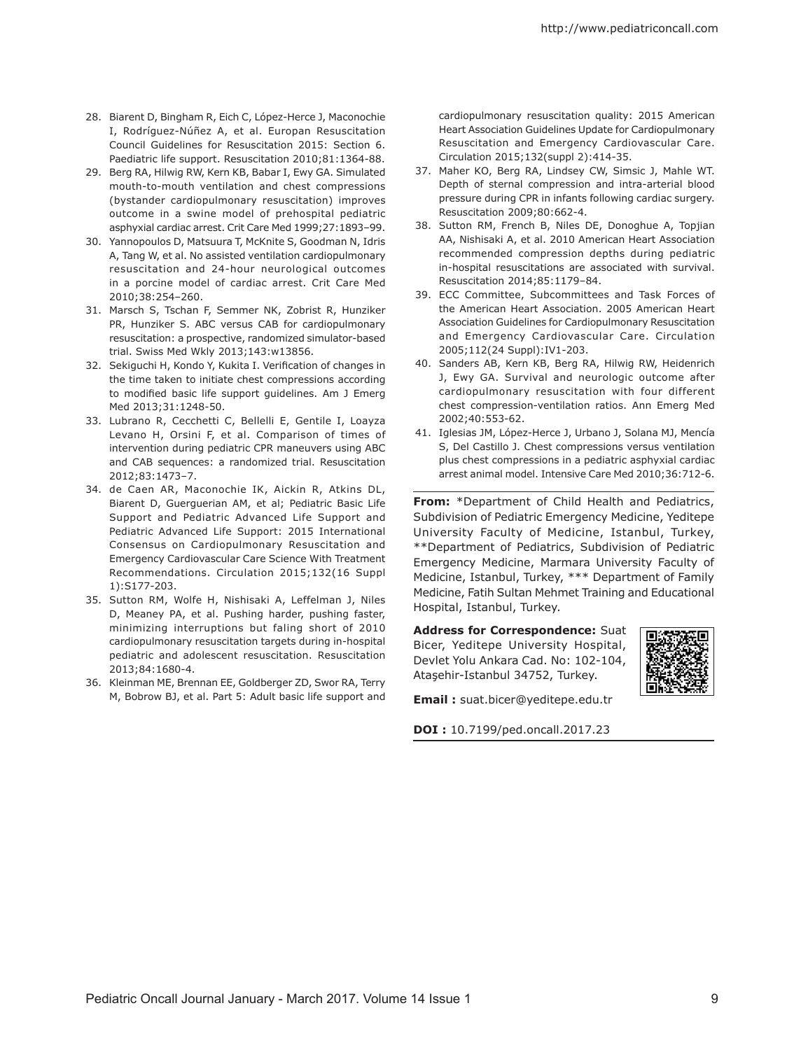28. Biarent D, Bingham R, Eich C, López-Herce J, Maconochie I, Rodríguez-Núñez A, et al. Europan Resuscitation Council Guidelines for Resuscitation 2015: Section 6. Paediatric life support. Resuscitation 2010;81:1364-88.
29. Berg RA, Hilwig RW, Kern KB, Babar I, Ewy GA. Simulated mouth-to-mouth ventilation and chest compressions (bystander cardiopulmonary resuscitation) improves outcome in a swine model of prehospital pediatric asphyxial cardiac arrest. Crit Care Med 1999;27:1893–99.
30. Yannopoulos D, Matsuura T, McKnite S, Goodman N, Idris A, Tang W, et al. No assisted ventilation cardiopulmonary resuscitation and 24-hour neurological outcomes in a porcine model of cardiac arrest. Crit Care Med 2010;38:254–260.
31. Marsch S, Tschan F, Semmer NK, Zobrist R, Hunziker PR, Hunziker S. ABC versus CAB for cardiopulmonary resuscitation: a prospective, randomized simulator-based trial. Swiss Med Wkly 2013;143:w13856.
32. Sekiguchi H, Kondo Y, Kukita I. Verification of changes in the time taken to initiate chest compressions according to modified basic life support guidelines. Am J Emerg Med 2013;31:1248-50.
33. Lubrano R, Cecchetti C, Bellelli E, Gentile I, Loayza Levano H, Orsini F, et al. Comparison of times of intervention during pediatric CPR maneuvers using ABC and CAB sequences: a randomized trial. Resuscitation 2012;83:1473–7.
34. de Caen AR, Maconochie IK, Aickin R, Atkins DL, Biarent D, Guerguerian AM, et al; Pediatric Basic Life Support and Pediatric Advanced Life Support and Pediatric Advanced Life Support: 2015 International Consensus on Cardiopulmonary Resuscitation and Emergency Cardiovascular Care Science With Treatment Recommendations. Circulation 2015;132(16 Suppl 1):S177-203.
35. Sutton RM, Wolfe H, Nishisaki A, Leffelman J, Niles D, Meaney PA, et al. Pushing harder, pushing faster, minimizing interruptions but faling short of 2010 cardiopulmonary resuscitation targets during in-hospital pediatric and adolescent resuscitation. Resuscitation 2013;84:1680-4.
36. Kleinman ME, Brennan EE, Goldberger ZD, Swor RA, Terry M, Bobrow BJ, et al. Part 5: Adult basic life support and cardiopulmonary resuscitation quality: 2015 American Heart Association Guidelines Update for Cardiopulmonary Resuscitation and Emergency Cardiovascular Care. Circulation 2015;132(suppl 2):414-35.
37. Maher KO, Berg RA, Lindsey CW, Simsic J, Mahle WT. Depth of sternal compression and intra-arterial blood pressure during CPR in infants following cardiac surgery. Resuscitation 2009;80:662-4.
38. Sutton RM, French B, Niles DE, Donoghue A, Topjian AA, Nishisaki A, et al. 2010 American Heart Association recommended compression depths during pediatric in-hospital resuscitations are associated with survival. Resuscitation 2014;85:1179–84.
39. ECC Committee, Subcommittees and Task Forces of the American Heart Association. 2005 American Heart Association Guidelines for Cardiopulmonary Resuscitation and Emergency Cardiovascular Care. Circulation 2005;112(24 Suppl):IV1-203.
40. Sanders AB, Kern KB, Berg RA, Hilwig RW, Heidenrich J, Ewy GA. Survival and neurologic outcome after cardiopulmonary resuscitation with four different chest compression-ventilation ratios. Ann Emerg Med 2002;40:553-62.
41. Iglesias JM, López-Herce J, Urbano J, Solana MJ, Mencía S, Del Castillo J. Chest compressions versus ventilation plus chest compressions in a pediatric asphyxial cardiac arrest animal model. Intensive Care Med 2010;36:712-6.

---

**From:** *Department of Child Health and Pediatrics, Subdivision of Pediatric Emergency Medicine, Yeditepe University Faculty of Medicine, Istanbul, Turkey, **Department of Pediatrics, Subdivision of Pediatric Emergency Medicine, Marmara University Faculty of Medicine, Istanbul, Turkey, *** Department of Family Medicine, Fatih Sultan Mehmet Training and Educational Hospital, Istanbul, Turkey.

**Address for Correspondence:** Suat Bicer, Yeditepe University Hospital, Devlet Yolu Ankara Cad. No: 102-104, Ataşehir-Istanbul 34752, Turkey.

**Email :** suat.bicer@yeditepe.edu.tr

**DOI :** 10.7199/ped.oncall.2017.23